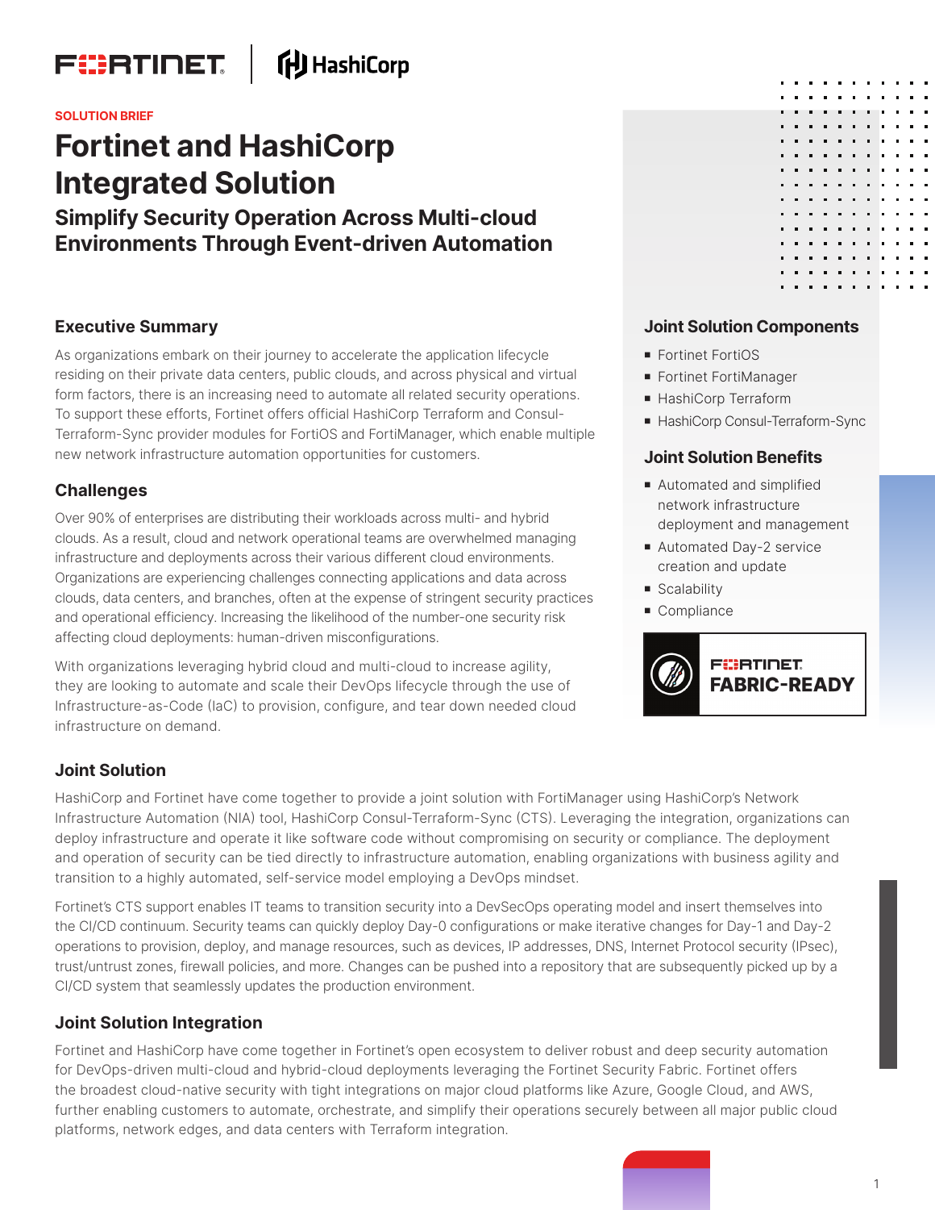SOLUTION BRIEF

# Fortinet and HashiCorp Integrated Solution

## Simplify Security Operation Across Multi-cloud Environments Through Event-driven Automation

### Executive Summary

As organizations embark on their journey to accelerate the application lifecycle residing on their private data centers, public clouds, and across physical and virtual form factors, there is an increasing need to automate all related security operations. To support these efforts, Fortinet offers official HashiCorp Terraform and Consul-Terraform-Sync provider modules for FortiOS and FortiManager, which enable multiple new network infrastructure automation opportunities for customers.

### Challenges

Over 90% of enterprises are distributing their workloads across multi- and hybrid clouds. As a result, cloud and network operational teams are overwhelmed managing infrastructure and deployments across their various different cloud environments. Organizations are experiencing challenges connecting applications and data across clouds, data centers, and branches, often at the expense of stringent security practices and operational efficiency. Increasing the likelihood of the number-one security risk affecting cloud deployments: human-driven misconfigurations.

With organizations leveraging hybrid cloud and multi-cloud to increase agility, they are looking to automate and scale their DevOps lifecycle through the use of Infrastructure-as-Code (IaC) to provision, configure, and tear down needed cloud infrastructure on demand.

### Joint Solution Components

- Fortinet FortiOS
- Fortinet FortiManager
- HashiCorp Terraform
- HashiCorp Consul-Terraform-Sync

### Joint Solution Benefits

- Automated and simplified network infrastructure deployment and management
- Automated Day-2 service creation and update
- Scalability
- Compliance

FORTINET FABRIC-READY

### Joint Solution

HashiCorp and Fortinet have come together to provide a joint solution with FortiManager using HashiCorp's Network Infrastructure Automation (NIA) tool, HashiCorp Consul-Terraform-Sync (CTS). Leveraging the integration, organizations can deploy infrastructure and operate it like software code without compromising on security or compliance. The deployment and operation of security can be tied directly to infrastructure automation, enabling organizations with business agility and transition to a highly automated, self-service model employing a DevOps mindset.

Fortinet's CTS support enables IT teams to transition security into a DevSecOps operating model and insert themselves into the CI/CD continuum. Security teams can quickly deploy Day-0 configurations or make iterative changes for Day-1 and Day-2 operations to provision, deploy, and manage resources, such as devices, IP addresses, DNS, Internet Protocol security (IPsec), trust/untrust zones, firewall policies, and more. Changes can be pushed into a repository that are subsequently picked up by a CI/CD system that seamlessly updates the production environment.

### Joint Solution Integration

Fortinet and HashiCorp have come together in Fortinet's open ecosystem to deliver robust and deep security automation for DevOps-driven multi-cloud and hybrid-cloud deployments leveraging the Fortinet Security Fabric. Fortinet offers the broadest cloud-native security with tight integrations on major cloud platforms like Azure, Google Cloud, and AWS, further enabling customers to automate, orchestrate, and simplify their operations securely between all major public cloud platforms, network edges, and data centers with Terraform integration.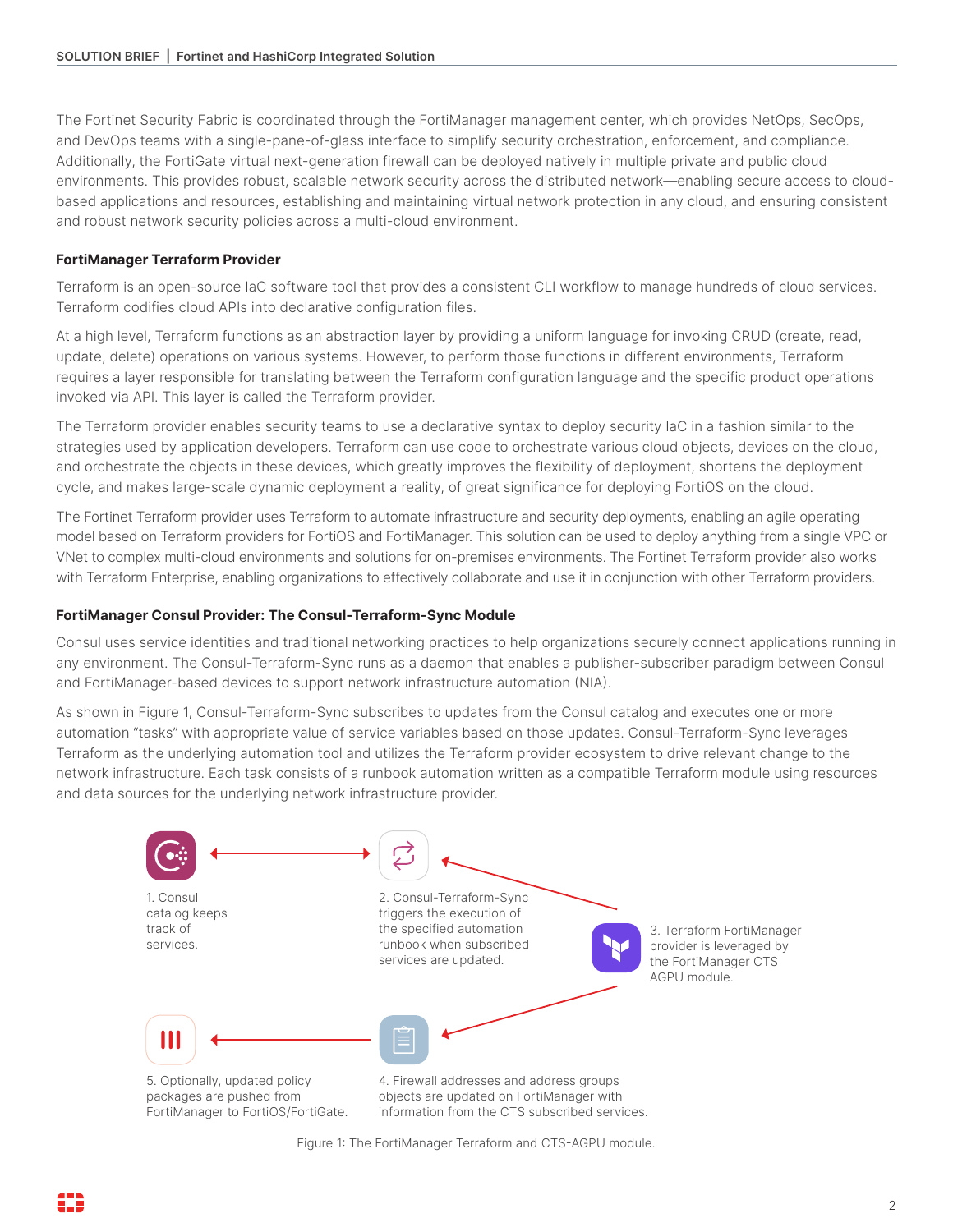The Fortinet Security Fabric is coordinated through the FortiManager management center, which provides NetOps, SecOps, and DevOps teams with a single-pane-of-glass interface to simplify security orchestration, enforcement, and compliance. Additionally, the FortiGate virtual next-generation firewall can be deployed natively in multiple private and public cloud environments. This provides robust, scalable network security across the distributed network—enabling secure access to cloud-based applications and resources, establishing and maintaining virtual network protection in any cloud, and ensuring consistent and robust network security policies across a multi-cloud environment.

### FortiManager Terraform Provider

Terraform is an open-source IaC software tool that provides a consistent CLI workflow to manage hundreds of cloud services. Terraform codifies cloud APIs into declarative configuration files.

At a high level, Terraform functions as an abstraction layer by providing a uniform language for invoking CRUD (create, read, update, delete) operations on various systems. However, to perform those functions in different environments, Terraform requires a layer responsible for translating between the Terraform configuration language and the specific product operations invoked via API. This layer is called the Terraform provider.

The Terraform provider enables security teams to use a declarative syntax to deploy security IaC in a fashion similar to the strategies used by application developers. Terraform can use code to orchestrate various cloud objects, devices on the cloud, and orchestrate the objects in these devices, which greatly improves the flexibility of deployment, shortens the deployment cycle, and makes large-scale dynamic deployment a reality, of great significance for deploying FortiOS on the cloud.

The Fortinet Terraform provider uses Terraform to automate infrastructure and security deployments, enabling an agile operating model based on Terraform providers for FortiOS and FortiManager. This solution can be used to deploy anything from a single VPC or VNet to complex multi-cloud environments and solutions for on-premises environments. The Fortinet Terraform provider also works with Terraform Enterprise, enabling organizations to effectively collaborate and use it in conjunction with other Terraform providers.

### FortiManager Consul Provider: The Consul-Terraform-Sync Module

Consul uses service identities and traditional networking practices to help organizations securely connect applications running in any environment. The Consul-Terraform-Sync runs as a daemon that enables a publisher-subscriber paradigm between Consul and FortiManager-based devices to support network infrastructure automation (NIA).

As shown in Figure 1, Consul-Terraform-Sync subscribes to updates from the Consul catalog and executes one or more automation "tasks" with appropriate value of service variables based on those updates. Consul-Terraform-Sync leverages Terraform as the underlying automation tool and utilizes the Terraform provider ecosystem to drive relevant change to the network infrastructure. Each task consists of a runbook automation written as a compatible Terraform module using resources and data sources for the underlying network infrastructure provider.

1. Consul catalog keeps track of services.

2. Consul-Terraform-Sync triggers the execution of the specified automation runbook when subscribed services are updated.

3. Terraform FortiManager provider is leveraged by the FortiManager CTS AGPU module.

4. Firewall addresses and address groups objects are updated on FortiManager with information from the CTS subscribed services.

5. Optionally, updated policy packages are pushed from FortiManager to FortiOS/FortiGate.

Figure 1: The FortiManager Terraform and CTS-AGPU module.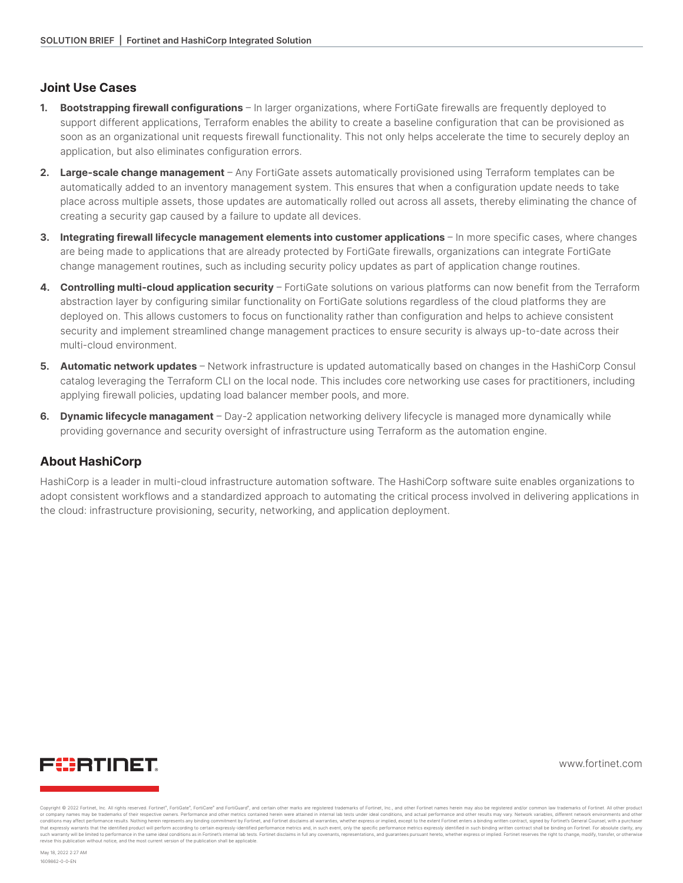## Joint Use Cases

1. **Bootstrapping firewall configurations** – In larger organizations, where FortiGate firewalls are frequently deployed to support different applications, Terraform enables the ability to create a baseline configuration that can be provisioned as soon as an organizational unit requests firewall functionality. This not only helps accelerate the time to securely deploy an application, but also eliminates configuration errors.
2. **Large-scale change management** – Any FortiGate assets automatically provisioned using Terraform templates can be automatically added to an inventory management system. This ensures that when a configuration update needs to take place across multiple assets, those updates are automatically rolled out across all assets, thereby eliminating the chance of creating a security gap caused by a failure to update all devices.
3. **Integrating firewall lifecycle management elements into customer applications** – In more specific cases, where changes are being made to applications that are already protected by FortiGate firewalls, organizations can integrate FortiGate change management routines, such as including security policy updates as part of application change routines.
4. **Controlling multi-cloud application security** – FortiGate solutions on various platforms can now benefit from the Terraform abstraction layer by configuring similar functionality on FortiGate solutions regardless of the cloud platforms they are deployed on. This allows customers to focus on functionality rather than configuration and helps to achieve consistent security and implement streamlined change management practices to ensure security is always up-to-date across their multi-cloud environment.
5. **Automatic network updates** – Network infrastructure is updated automatically based on changes in the HashiCorp Consul catalog leveraging the Terraform CLI on the local node. This includes core networking use cases for practitioners, including applying firewall policies, updating load balancer member pools, and more.
6. **Dynamic lifecycle managament** – Day-2 application networking delivery lifecycle is managed more dynamically while providing governance and security oversight of infrastructure using Terraform as the automation engine.

## About HashiCorp

HashiCorp is a leader in multi-cloud infrastructure automation software. The HashiCorp software suite enables organizations to adopt consistent workflows and a standardized approach to automating the critical process involved in delivering applications in the cloud: infrastructure provisioning, security, networking, and application deployment.

www.fortinet.com

Copyright © 2022 Fortinet, Inc. All rights reserved. Fortinet®, FortiGate®, FortiCare® and FortiGuard®, and certain other marks are registered trademarks of Fortinet, Inc., and other Fortinet names herein may also be registered and/or common law trademarks of Fortinet. All other product or company names may be trademarks of their respective owners. Performance and other metrics contained herein were attained in internal lab tests under ideal conditions, and actual performance and other results may vary. Network variables, different network environments and other conditions may affect performance results. Nothing herein represents any binding commitment by Fortinet, and Fortinet disclaims all warranties, whether express or implied, except to the extent Fortinet enters a binding written contract, signed by Fortinet's General Counsel, with a purchaser that expressly warrants that the identified product will perform according to certain expressly-identified performance metrics and, in such event, only the specific performance metrics expressly identified in such binding written contract shall be binding on Fortinet. For absolute clarity, any such warranty will be limited to performance in the same ideal conditions as in Fortinet's internal lab tests. Fortinet disclaims in full any covenants, representations, and guarantees pursuant hereto, whether express or implied. Fortinet reserves the right to change, modify, transfer, or otherwise revise this publication without notice, and the most current version of the publication shall be applicable.

May 18, 2022 2:27 AM
1609862-0-0-EN